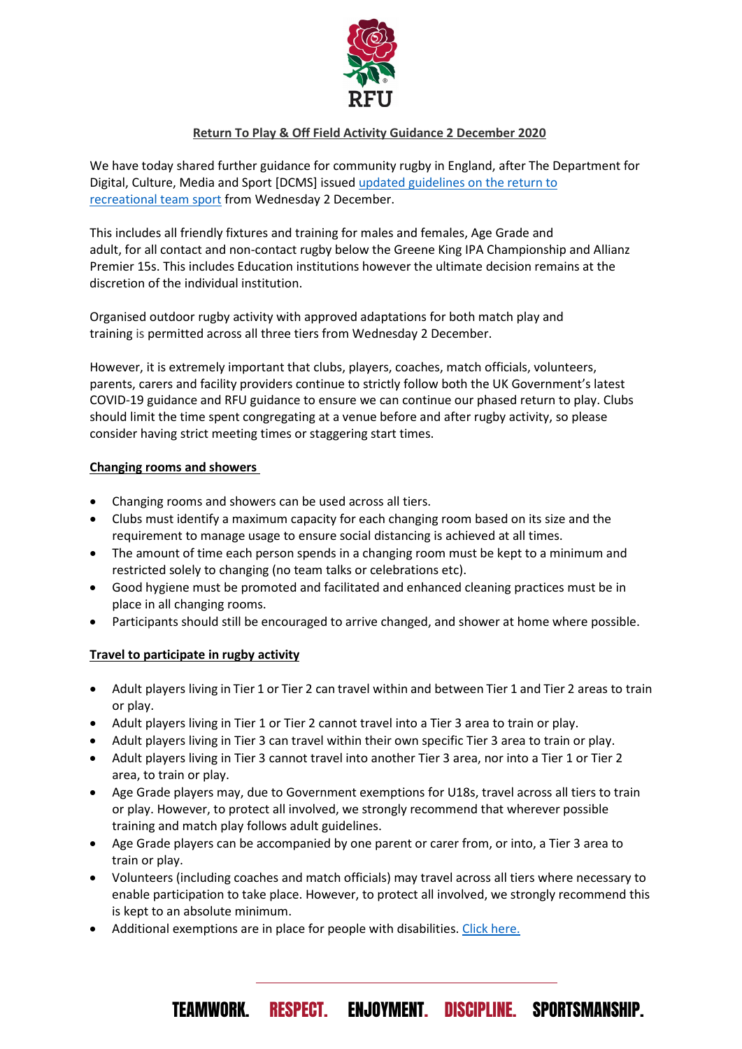# Return To Play & Off Field Activity Guidance 2 December 2020

We have today shared further guidance for community rugby in England, after The Department for Digital, Culture, Media and Sport [DCMS] issued updated guidelines on the return to recreational team sport from Wednesday 2 December.

This includes all friendly fixtures and training for males and females, Age Grade and adult, for all contact and non-contact rugby below the Greene King IPA Championship and Allianz Premier 15s. This includes Education institutions however the ultimate decision remains at the discretion of the individual institution.

Organised outdoor rugby activity with approved adaptations for both match play and training is permitted across all three tiers from Wednesday 2 December.

However, it is extremely important that clubs, players, coaches, match officials, volunteers, parents, carers and facility providers continue to strictly follow both the UK Government's latest COVID-19 guidance and RFU guidance to ensure we can continue our phased return to play. Clubs should limit the time spent congregating at a venue before and after rugby activity, so please consider having strict meeting times or staggering start times.

## Changing rooms and showers

- Changing rooms and showers can be used across all tiers.
- Clubs must identify a maximum capacity for each changing room based on its size and the requirement to manage usage to ensure social distancing is achieved at all times.
- The amount of time each person spends in a changing room must be kept to a minimum and restricted solely to changing (no team talks or celebrations etc).
- Good hygiene must be promoted and facilitated and enhanced cleaning practices must be in place in all changing rooms.
- Participants should still be encouraged to arrive changed, and shower at home where possible.

## Travel to participate in rugby activity

- Adult players living in Tier 1 or Tier 2 can travel within and between Tier 1 and Tier 2 areas to train or play.
- Adult players living in Tier 1 or Tier 2 cannot travel into a Tier 3 area to train or play.
- Adult players living in Tier 3 can travel within their own specific Tier 3 area to train or play.
- Adult players living in Tier 3 cannot travel into another Tier 3 area, nor into a Tier 1 or Tier 2 area, to train or play.
- Age Grade players may, due to Government exemptions for U18s, travel across all tiers to train or play. However, to protect all involved, we strongly recommend that wherever possible training and match play follows adult guidelines.
- Age Grade players can be accompanied by one parent or carer from, or into, a Tier 3 area to train or play.
- Volunteers (including coaches and match officials) may travel across all tiers where necessary to enable participation to take place. However, to protect all involved, we strongly recommend this is kept to an absolute minimum.
- Additional exemptions are in place for people with disabilities. Click here.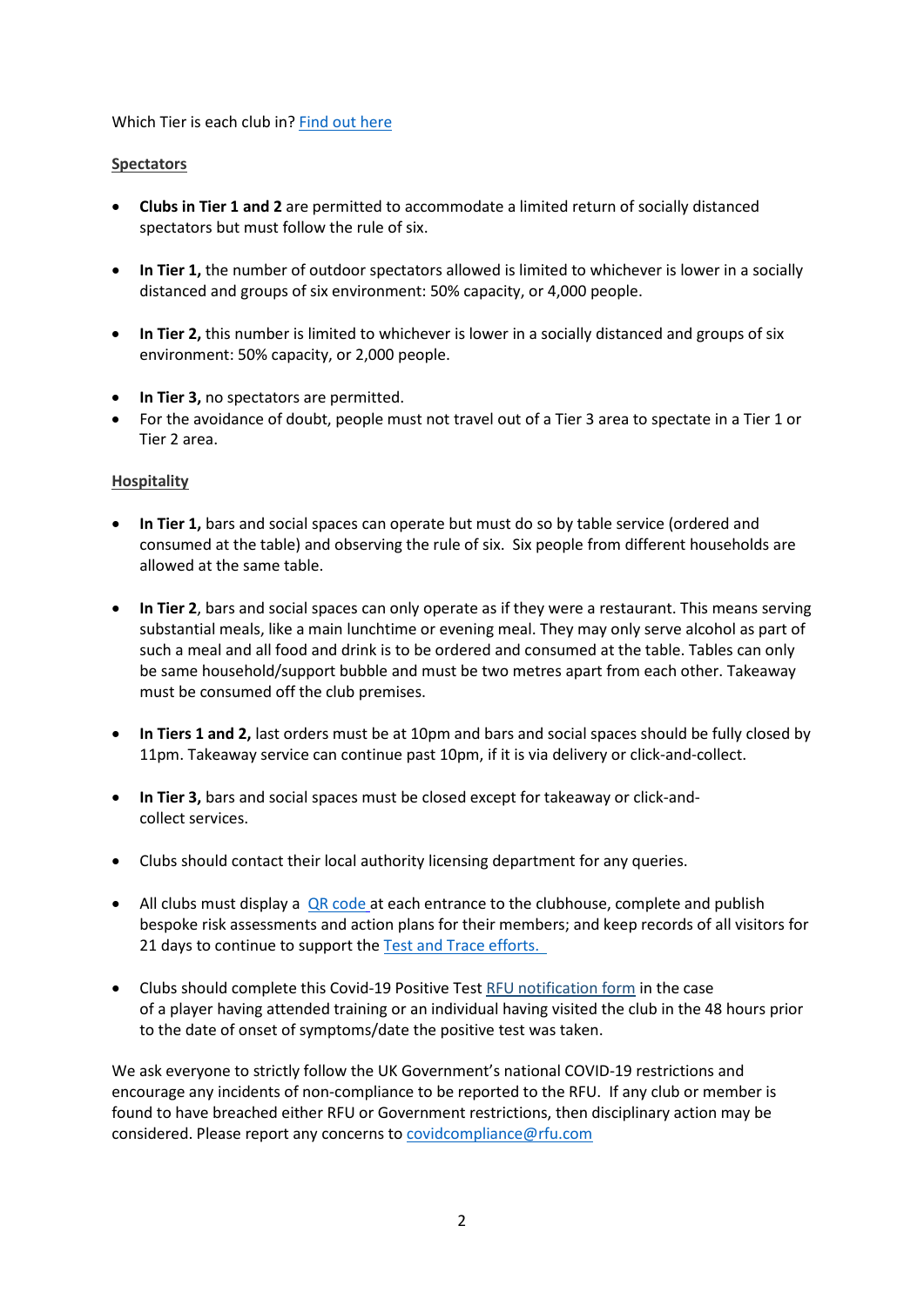Which Tier is each club in? [Find out here]

**Spectators**

- **Clubs in Tier 1 and 2** are permitted to accommodate a limited return of socially distanced spectators but must follow the rule of six.

- **In Tier 1,** the number of outdoor spectators allowed is limited to whichever is lower in a socially distanced and groups of six environment: 50% capacity, or 4,000 people.

- **In Tier 2,** this number is limited to whichever is lower in a socially distanced and groups of six environment: 50% capacity, or 2,000 people.

- **In Tier 3,** no spectators are permitted.
- For the avoidance of doubt, people must not travel out of a Tier 3 area to spectate in a Tier 1 or Tier 2 area.

**Hospitality**

- **In Tier 1,** bars and social spaces can operate but must do so by table service (ordered and consumed at the table) and observing the rule of six. Six people from different households are allowed at the same table.

- **In Tier 2**, bars and social spaces can only operate as if they were a restaurant. This means serving substantial meals, like a main lunchtime or evening meal. They may only serve alcohol as part of such a meal and all food and drink is to be ordered and consumed at the table. Tables can only be same household/support bubble and must be two metres apart from each other. Takeaway must be consumed off the club premises.

- **In Tiers 1 and 2,** last orders must be at 10pm and bars and social spaces should be fully closed by 11pm. Takeaway service can continue past 10pm, if it is via delivery or click-and-collect.

- **In Tier 3,** bars and social spaces must be closed except for takeaway or click-and-collect services.

- Clubs should contact their local authority licensing department for any queries.

- All clubs must display a QR code at each entrance to the clubhouse, complete and publish bespoke risk assessments and action plans for their members; and keep records of all visitors for 21 days to continue to support the Test and Trace efforts.

- Clubs should complete this Covid-19 Positive Test RFU notification form in the case of a player having attended training or an individual having visited the club in the 48 hours prior to the date of onset of symptoms/date the positive test was taken.

We ask everyone to strictly follow the UK Government's national COVID-19 restrictions and encourage any incidents of non-compliance to be reported to the RFU. If any club or member is found to have breached either RFU or Government restrictions, then disciplinary action may be considered. Please report any concerns to covidcompliance@rfu.com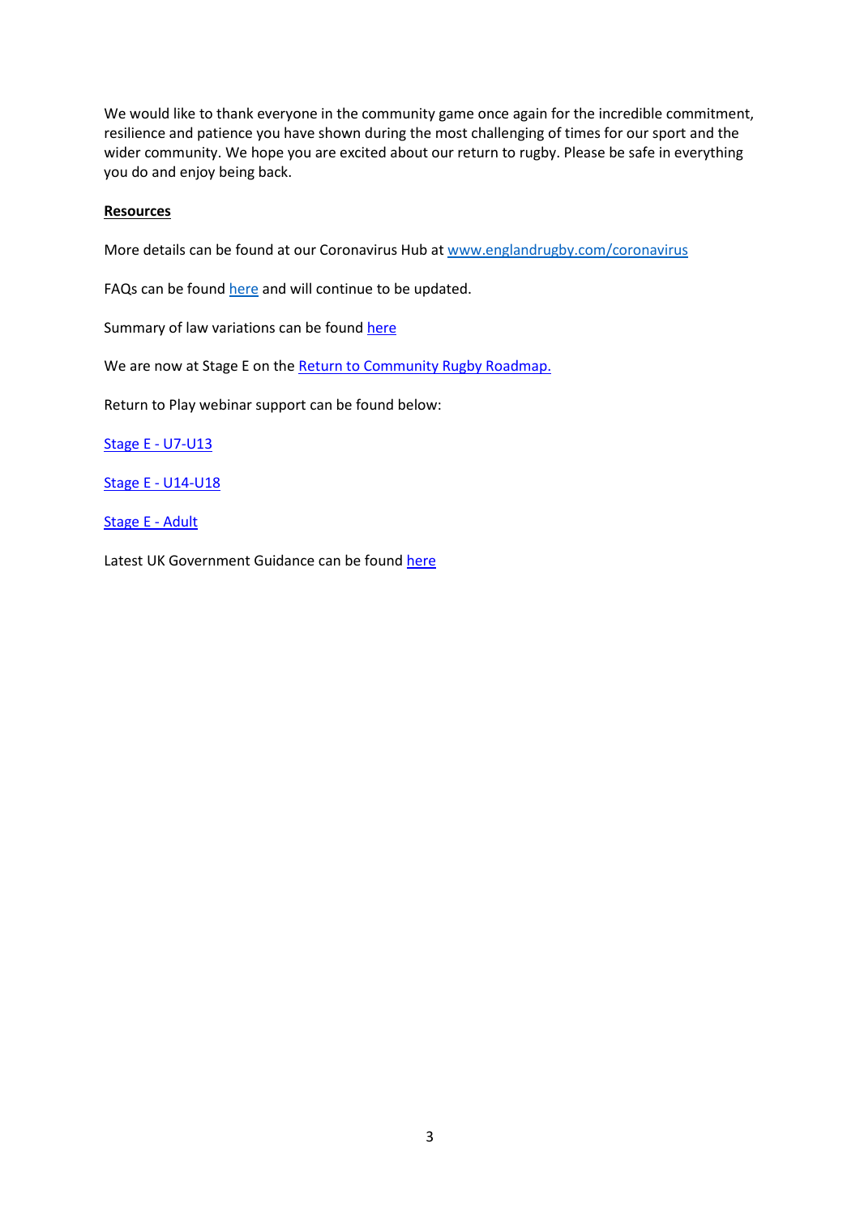We would like to thank everyone in the community game once again for the incredible commitment, resilience and patience you have shown during the most challenging of times for our sport and the wider community. We hope you are excited about our return to rugby. Please be safe in everything you do and enjoy being back.

**Resources**

More details can be found at our Coronavirus Hub at www.englandrugby.com/coronavirus

FAQs can be found here and will continue to be updated.

Summary of law variations can be found here

We are now at Stage E on the Return to Community Rugby Roadmap.

Return to Play webinar support can be found below:

Stage E - U7-U13

Stage E - U14-U18

Stage E - Adult

Latest UK Government Guidance can be found here